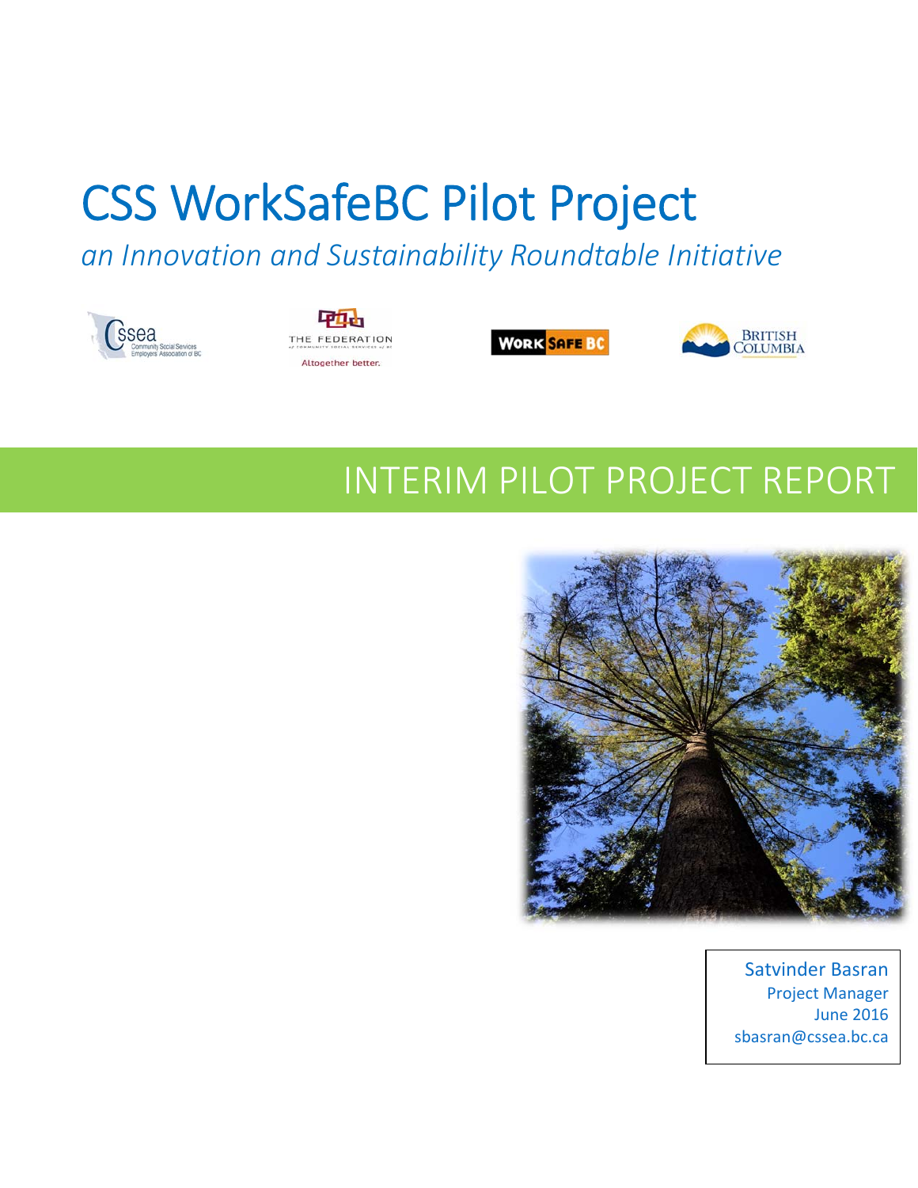# CSS WorkSafeBC Pilot Project

*an Innovation and Sustainability Roundtable Initiative*

## INTERIM PILOT PROJECT REPORT

Satvinder Basran
Project Manager
June 2016
sbasran@cssea.bc.ca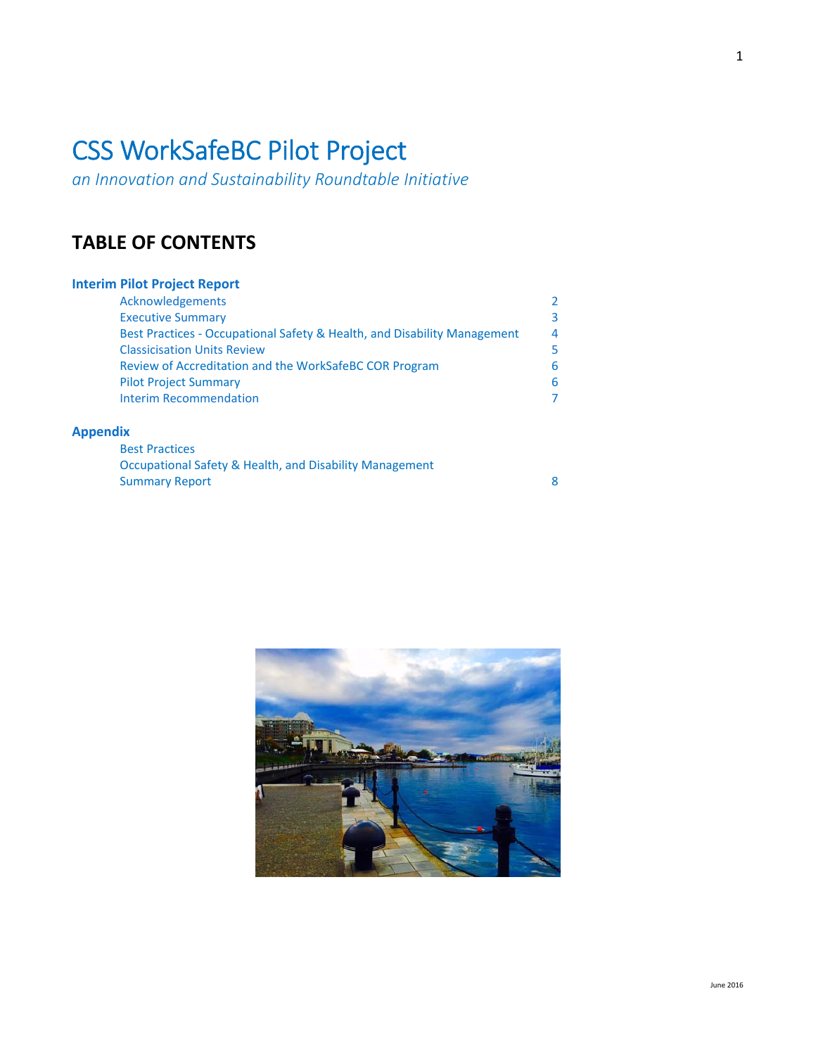# CSS WorkSafeBC Pilot Project

*an Innovation and Sustainability Roundtable Initiative*

## TABLE OF CONTENTS

| | |
|---|---|
| **Interim Pilot Project Report** | |
| Acknowledgements | 2 |
| Executive Summary | 3 |
| Best Practices - Occupational Safety & Health, and Disability Management | 4 |
| Classicisation Units Review | 5 |
| Review of Accreditation and the WorkSafeBC COR Program | 6 |
| Pilot Project Summary | 6 |
| Interim Recommendation | 7 |
| **Appendix** | |
| Best Practices Occupational Safety & Health, and Disability Management Summary Report | 8 |

June 2016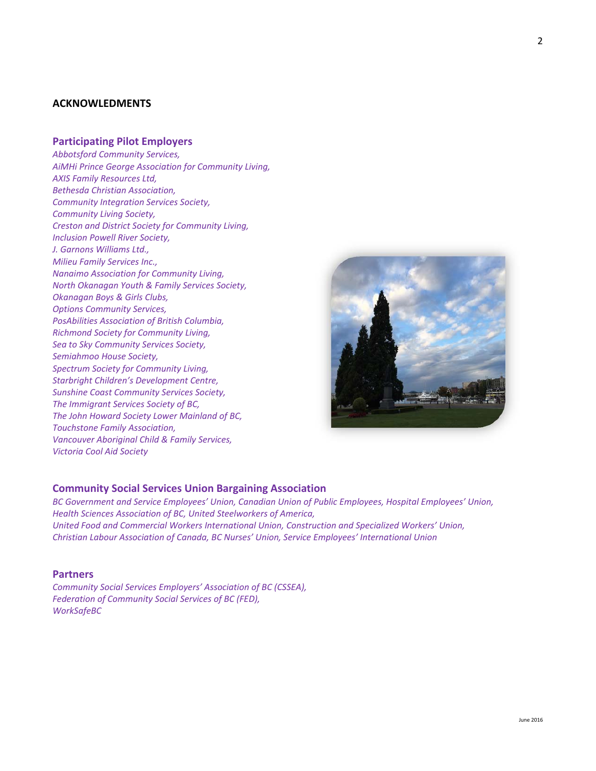## ACKNOWLEDMENTS

### Participating Pilot Employers

*Abbotsford Community Services,*
*AiMHi Prince George Association for Community Living,*
*AXIS Family Resources Ltd,*
*Bethesda Christian Association,*
*Community Integration Services Society,*
*Community Living Society,*
*Creston and District Society for Community Living,*
*Inclusion Powell River Society,*
*J. Garnons Williams Ltd.,*
*Milieu Family Services Inc.,*
*Nanaimo Association for Community Living,*
*North Okanagan Youth & Family Services Society,*
*Okanagan Boys & Girls Clubs,*
*Options Community Services,*
*PosAbilities Association of British Columbia,*
*Richmond Society for Community Living,*
*Sea to Sky Community Services Society,*
*Semiahmoo House Society,*
*Spectrum Society for Community Living,*
*Starbright Children's Development Centre,*
*Sunshine Coast Community Services Society,*
*The Immigrant Services Society of BC,*
*The John Howard Society Lower Mainland of BC,*
*Touchstone Family Association,*
*Vancouver Aboriginal Child & Family Services,*
*Victoria Cool Aid Society*

### Community Social Services Union Bargaining Association

*BC Government and Service Employees' Union, Canadian Union of Public Employees, Hospital Employees' Union, Health Sciences Association of BC, United Steelworkers of America, United Food and Commercial Workers International Union, Construction and Specialized Workers' Union, Christian Labour Association of Canada, BC Nurses' Union, Service Employees' International Union*

### Partners

*Community Social Services Employers' Association of BC (CSSEA),*
*Federation of Community Social Services of BC (FED),*
*WorkSafeBC*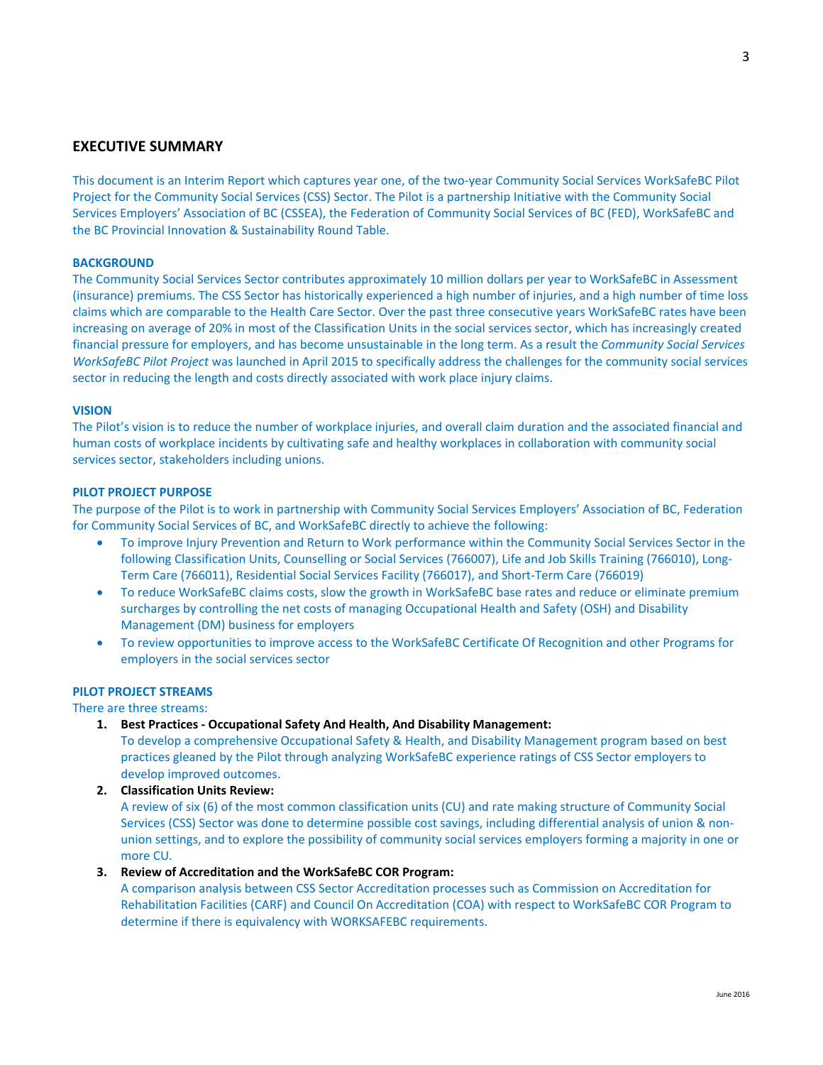## EXECUTIVE SUMMARY

This document is an Interim Report which captures year one, of the two-year Community Social Services WorkSafeBC Pilot Project for the Community Social Services (CSS) Sector. The Pilot is a partnership Initiative with the Community Social Services Employers' Association of BC (CSSEA), the Federation of Community Social Services of BC (FED), WorkSafeBC and the BC Provincial Innovation & Sustainability Round Table.

### BACKGROUND

The Community Social Services Sector contributes approximately 10 million dollars per year to WorkSafeBC in Assessment (insurance) premiums. The CSS Sector has historically experienced a high number of injuries, and a high number of time loss claims which are comparable to the Health Care Sector. Over the past three consecutive years WorkSafeBC rates have been increasing on average of 20% in most of the Classification Units in the social services sector, which has increasingly created financial pressure for employers, and has become unsustainable in the long term. As a result the *Community Social Services WorkSafeBC Pilot Project* was launched in April 2015 to specifically address the challenges for the community social services sector in reducing the length and costs directly associated with work place injury claims.

### VISION

The Pilot's vision is to reduce the number of workplace injuries, and overall claim duration and the associated financial and human costs of workplace incidents by cultivating safe and healthy workplaces in collaboration with community social services sector, stakeholders including unions.

### PILOT PROJECT PURPOSE

The purpose of the Pilot is to work in partnership with Community Social Services Employers' Association of BC, Federation for Community Social Services of BC, and WorkSafeBC directly to achieve the following:

- To improve Injury Prevention and Return to Work performance within the Community Social Services Sector in the following Classification Units, Counselling or Social Services (766007), Life and Job Skills Training (766010), Long-Term Care (766011), Residential Social Services Facility (766017), and Short-Term Care (766019)
- To reduce WorkSafeBC claims costs, slow the growth in WorkSafeBC base rates and reduce or eliminate premium surcharges by controlling the net costs of managing Occupational Health and Safety (OSH) and Disability Management (DM) business for employers
- To review opportunities to improve access to the WorkSafeBC Certificate Of Recognition and other Programs for employers in the social services sector

### PILOT PROJECT STREAMS

There are three streams:

1. **Best Practices - Occupational Safety And Health, And Disability Management:**
   To develop a comprehensive Occupational Safety & Health, and Disability Management program based on best practices gleaned by the Pilot through analyzing WorkSafeBC experience ratings of CSS Sector employers to develop improved outcomes.
2. **Classification Units Review:**
   A review of six (6) of the most common classification units (CU) and rate making structure of Community Social Services (CSS) Sector was done to determine possible cost savings, including differential analysis of union & non-union settings, and to explore the possibility of community social services employers forming a majority in one or more CU.
3. **Review of Accreditation and the WorkSafeBC COR Program:**
   A comparison analysis between CSS Sector Accreditation processes such as Commission on Accreditation for Rehabilitation Facilities (CARF) and Council On Accreditation (COA) with respect to WorkSafeBC COR Program to determine if there is equivalency with WORKSAFEBC requirements.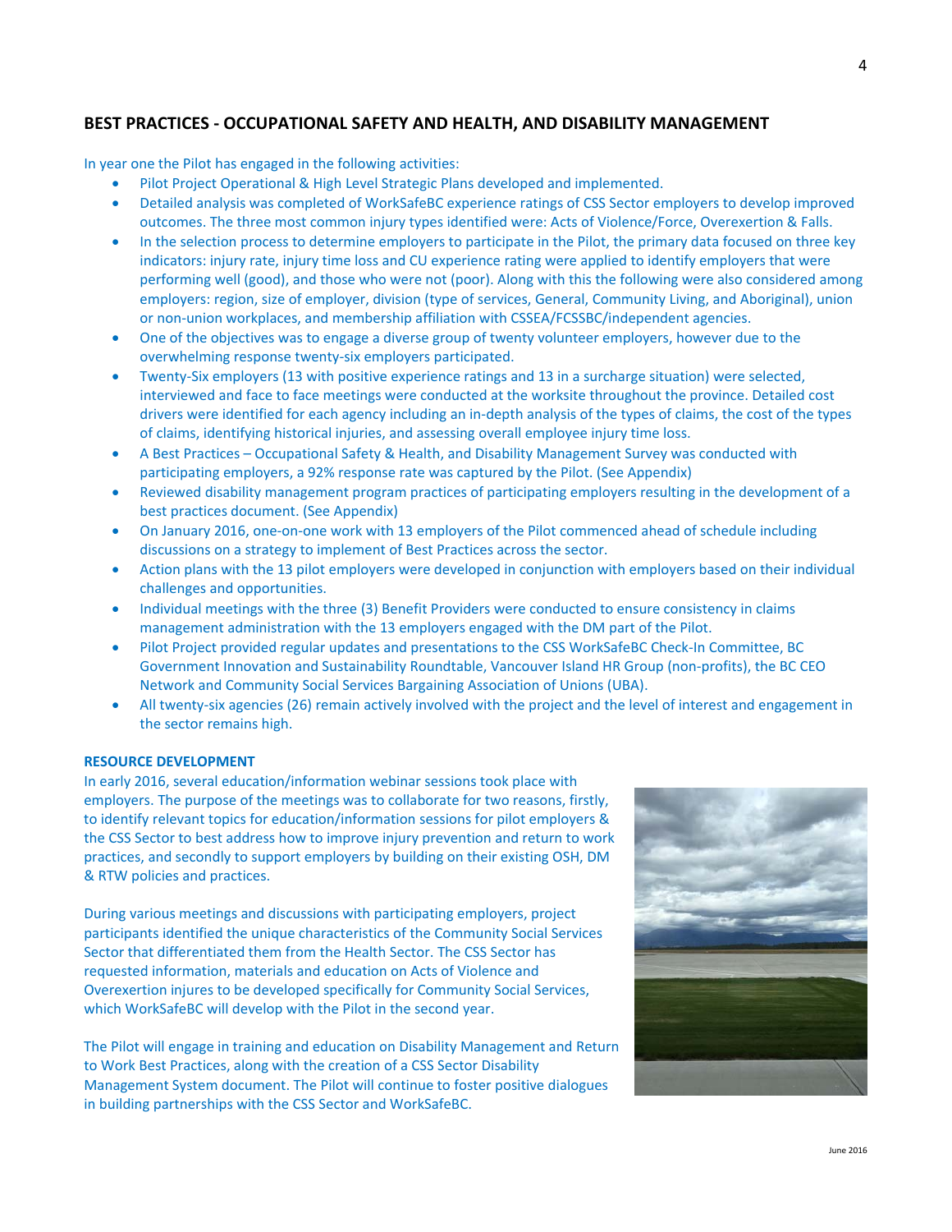## BEST PRACTICES - OCCUPATIONAL SAFETY AND HEALTH, AND DISABILITY MANAGEMENT

In year one the Pilot has engaged in the following activities:

- Pilot Project Operational & High Level Strategic Plans developed and implemented.
- Detailed analysis was completed of WorkSafeBC experience ratings of CSS Sector employers to develop improved outcomes. The three most common injury types identified were: Acts of Violence/Force, Overexertion & Falls.
- In the selection process to determine employers to participate in the Pilot, the primary data focused on three key indicators: injury rate, injury time loss and CU experience rating were applied to identify employers that were performing well (good), and those who were not (poor). Along with this the following were also considered among employers: region, size of employer, division (type of services, General, Community Living, and Aboriginal), union or non-union workplaces, and membership affiliation with CSSEA/FCSSBC/independent agencies.
- One of the objectives was to engage a diverse group of twenty volunteer employers, however due to the overwhelming response twenty-six employers participated.
- Twenty-Six employers (13 with positive experience ratings and 13 in a surcharge situation) were selected, interviewed and face to face meetings were conducted at the worksite throughout the province. Detailed cost drivers were identified for each agency including an in-depth analysis of the types of claims, the cost of the types of claims, identifying historical injuries, and assessing overall employee injury time loss.
- A Best Practices – Occupational Safety & Health, and Disability Management Survey was conducted with participating employers, a 92% response rate was captured by the Pilot. (See Appendix)
- Reviewed disability management program practices of participating employers resulting in the development of a best practices document. (See Appendix)
- On January 2016, one-on-one work with 13 employers of the Pilot commenced ahead of schedule including discussions on a strategy to implement of Best Practices across the sector.
- Action plans with the 13 pilot employers were developed in conjunction with employers based on their individual challenges and opportunities.
- Individual meetings with the three (3) Benefit Providers were conducted to ensure consistency in claims management administration with the 13 employers engaged with the DM part of the Pilot.
- Pilot Project provided regular updates and presentations to the CSS WorkSafeBC Check-In Committee, BC Government Innovation and Sustainability Roundtable, Vancouver Island HR Group (non-profits), the BC CEO Network and Community Social Services Bargaining Association of Unions (UBA).
- All twenty-six agencies (26) remain actively involved with the project and the level of interest and engagement in the sector remains high.

### RESOURCE DEVELOPMENT

In early 2016, several education/information webinar sessions took place with employers. The purpose of the meetings was to collaborate for two reasons, firstly, to identify relevant topics for education/information sessions for pilot employers & the CSS Sector to best address how to improve injury prevention and return to work practices, and secondly to support employers by building on their existing OSH, DM & RTW policies and practices.

During various meetings and discussions with participating employers, project participants identified the unique characteristics of the Community Social Services Sector that differentiated them from the Health Sector. The CSS Sector has requested information, materials and education on Acts of Violence and Overexertion injures to be developed specifically for Community Social Services, which WorkSafeBC will develop with the Pilot in the second year.

The Pilot will engage in training and education on Disability Management and Return to Work Best Practices, along with the creation of a CSS Sector Disability Management System document. The Pilot will continue to foster positive dialogues in building partnerships with the CSS Sector and WorkSafeBC.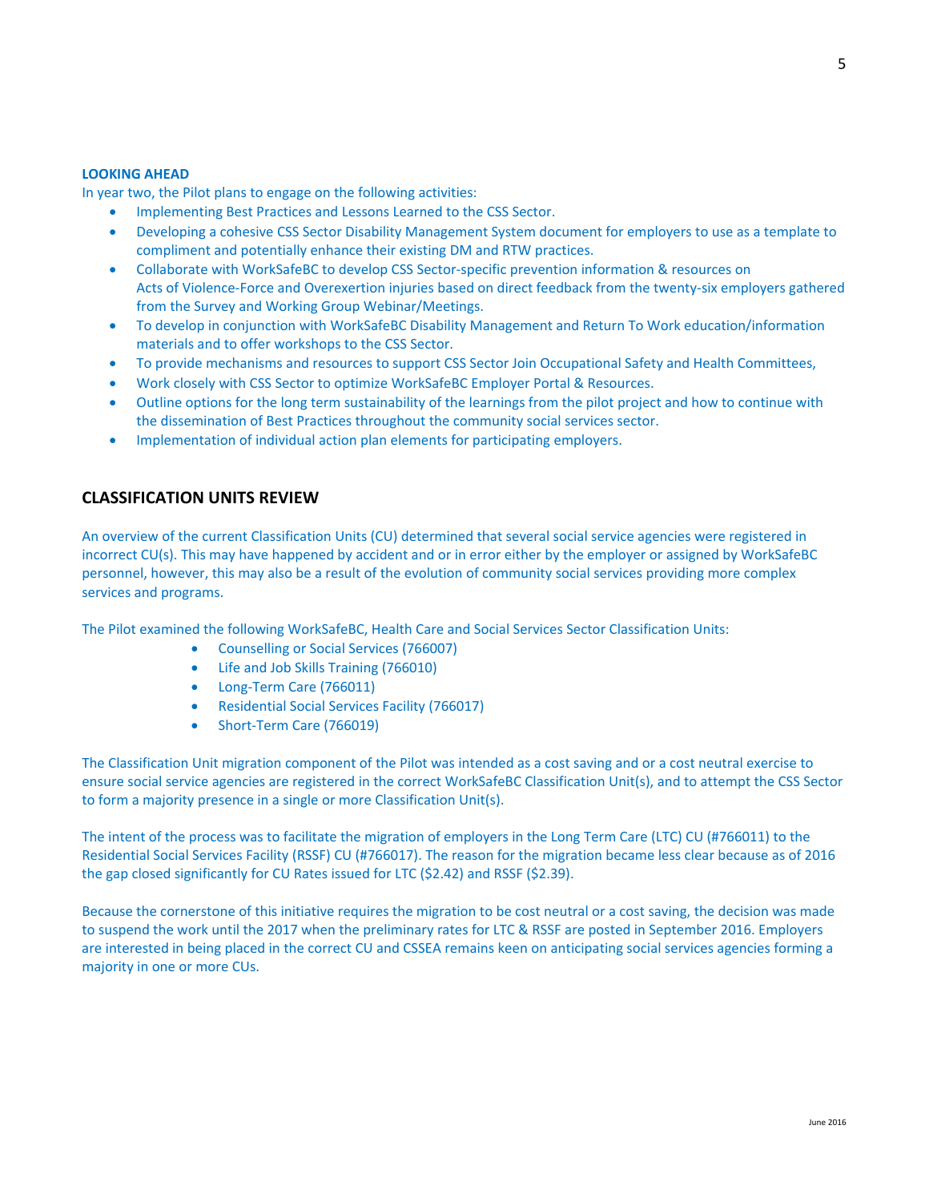**LOOKING AHEAD**

In year two, the Pilot plans to engage on the following activities:

- Implementing Best Practices and Lessons Learned to the CSS Sector.
- Developing a cohesive CSS Sector Disability Management System document for employers to use as a template to compliment and potentially enhance their existing DM and RTW practices.
- Collaborate with WorkSafeBC to develop CSS Sector-specific prevention information & resources on Acts of Violence-Force and Overexertion injuries based on direct feedback from the twenty-six employers gathered from the Survey and Working Group Webinar/Meetings.
- To develop in conjunction with WorkSafeBC Disability Management and Return To Work education/information materials and to offer workshops to the CSS Sector.
- To provide mechanisms and resources to support CSS Sector Join Occupational Safety and Health Committees,
- Work closely with CSS Sector to optimize WorkSafeBC Employer Portal & Resources.
- Outline options for the long term sustainability of the learnings from the pilot project and how to continue with the dissemination of Best Practices throughout the community social services sector.
- Implementation of individual action plan elements for participating employers.

## CLASSIFICATION UNITS REVIEW

An overview of the current Classification Units (CU) determined that several social service agencies were registered in incorrect CU(s). This may have happened by accident and or in error either by the employer or assigned by WorkSafeBC personnel, however, this may also be a result of the evolution of community social services providing more complex services and programs.

The Pilot examined the following WorkSafeBC, Health Care and Social Services Sector Classification Units:

- Counselling or Social Services (766007)
- Life and Job Skills Training (766010)
- Long-Term Care (766011)
- Residential Social Services Facility (766017)
- Short-Term Care (766019)

The Classification Unit migration component of the Pilot was intended as a cost saving and or a cost neutral exercise to ensure social service agencies are registered in the correct WorkSafeBC Classification Unit(s), and to attempt the CSS Sector to form a majority presence in a single or more Classification Unit(s).

The intent of the process was to facilitate the migration of employers in the Long Term Care (LTC) CU (#766011) to the Residential Social Services Facility (RSSF) CU (#766017). The reason for the migration became less clear because as of 2016 the gap closed significantly for CU Rates issued for LTC ($2.42) and RSSF ($2.39).

Because the cornerstone of this initiative requires the migration to be cost neutral or a cost saving, the decision was made to suspend the work until the 2017 when the preliminary rates for LTC & RSSF are posted in September 2016. Employers are interested in being placed in the correct CU and CSSEA remains keen on anticipating social services agencies forming a majority in one or more CUs.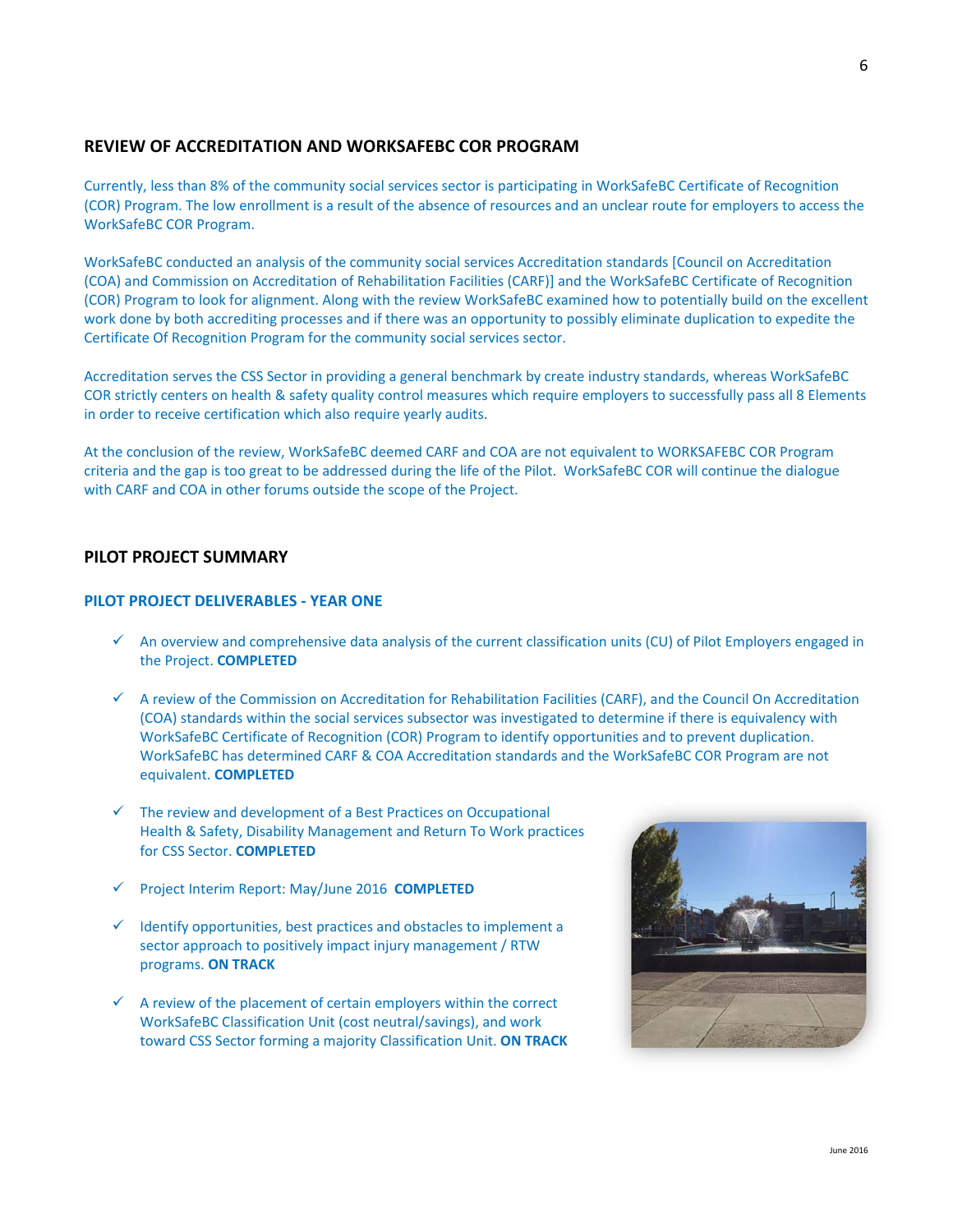## REVIEW OF ACCREDITATION AND WORKSAFEBC COR PROGRAM

Currently, less than 8% of the community social services sector is participating in WorkSafeBC Certificate of Recognition (COR) Program. The low enrollment is a result of the absence of resources and an unclear route for employers to access the WorkSafeBC COR Program.

WorkSafeBC conducted an analysis of the community social services Accreditation standards [Council on Accreditation (COA) and Commission on Accreditation of Rehabilitation Facilities (CARF)] and the WorkSafeBC Certificate of Recognition (COR) Program to look for alignment. Along with the review WorkSafeBC examined how to potentially build on the excellent work done by both accrediting processes and if there was an opportunity to possibly eliminate duplication to expedite the Certificate Of Recognition Program for the community social services sector.

Accreditation serves the CSS Sector in providing a general benchmark by create industry standards, whereas WorkSafeBC COR strictly centers on health & safety quality control measures which require employers to successfully pass all 8 Elements in order to receive certification which also require yearly audits.

At the conclusion of the review, WorkSafeBC deemed CARF and COA are not equivalent to WORKSAFEBC COR Program criteria and the gap is too great to be addressed during the life of the Pilot. WorkSafeBC COR will continue the dialogue with CARF and COA in other forums outside the scope of the Project.

## PILOT PROJECT SUMMARY

### PILOT PROJECT DELIVERABLES - YEAR ONE

- ✓ An overview and comprehensive data analysis of the current classification units (CU) of Pilot Employers engaged in the Project. **COMPLETED**
- ✓ A review of the Commission on Accreditation for Rehabilitation Facilities (CARF), and the Council On Accreditation (COA) standards within the social services subsector was investigated to determine if there is equivalency with WorkSafeBC Certificate of Recognition (COR) Program to identify opportunities and to prevent duplication. WorkSafeBC has determined CARF & COA Accreditation standards and the WorkSafeBC COR Program are not equivalent. **COMPLETED**
- ✓ The review and development of a Best Practices on Occupational Health & Safety, Disability Management and Return To Work practices for CSS Sector. **COMPLETED**
- ✓ Project Interim Report: May/June 2016 **COMPLETED**
- ✓ Identify opportunities, best practices and obstacles to implement a sector approach to positively impact injury management / RTW programs. **ON TRACK**
- ✓ A review of the placement of certain employers within the correct WorkSafeBC Classification Unit (cost neutral/savings), and work toward CSS Sector forming a majority Classification Unit. **ON TRACK**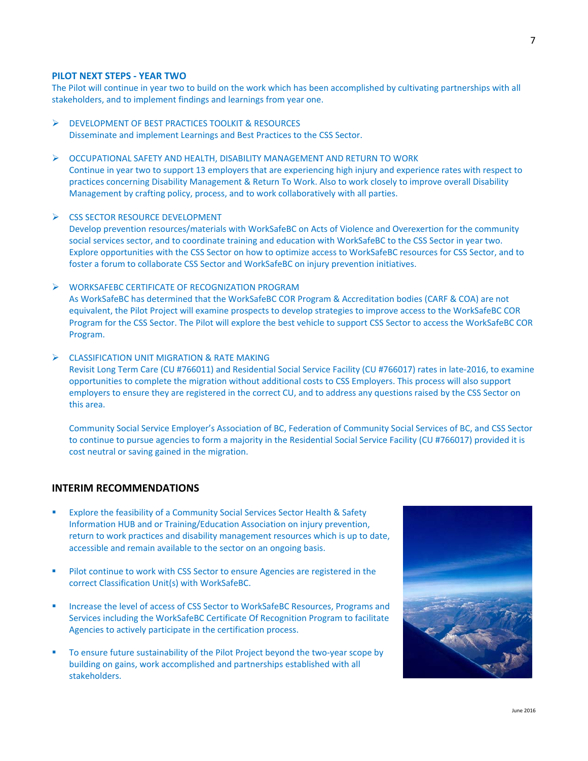## PILOT NEXT STEPS - YEAR TWO

The Pilot will continue in year two to build on the work which has been accomplished by cultivating partnerships with all stakeholders, and to implement findings and learnings from year one.

- DEVELOPMENT OF BEST PRACTICES TOOLKIT & RESOURCES
  Disseminate and implement Learnings and Best Practices to the CSS Sector.

- OCCUPATIONAL SAFETY AND HEALTH, DISABILITY MANAGEMENT AND RETURN TO WORK
  Continue in year two to support 13 employers that are experiencing high injury and experience rates with respect to practices concerning Disability Management & Return To Work. Also to work closely to improve overall Disability Management by crafting policy, process, and to work collaboratively with all parties.

- CSS SECTOR RESOURCE DEVELOPMENT
  Develop prevention resources/materials with WorkSafeBC on Acts of Violence and Overexertion for the community social services sector, and to coordinate training and education with WorkSafeBC to the CSS Sector in year two. Explore opportunities with the CSS Sector on how to optimize access to WorkSafeBC resources for CSS Sector, and to foster a forum to collaborate CSS Sector and WorkSafeBC on injury prevention initiatives.

- WORKSAFEBC CERTIFICATE OF RECOGNIZATION PROGRAM
  As WorkSafeBC has determined that the WorkSafeBC COR Program & Accreditation bodies (CARF & COA) are not equivalent, the Pilot Project will examine prospects to develop strategies to improve access to the WorkSafeBC COR Program for the CSS Sector. The Pilot will explore the best vehicle to support CSS Sector to access the WorkSafeBC COR Program.

- CLASSIFICATION UNIT MIGRATION & RATE MAKING
  Revisit Long Term Care (CU #766011) and Residential Social Service Facility (CU #766017) rates in late-2016, to examine opportunities to complete the migration without additional costs to CSS Employers. This process will also support employers to ensure they are registered in the correct CU, and to address any questions raised by the CSS Sector on this area.

  Community Social Service Employer's Association of BC, Federation of Community Social Services of BC, and CSS Sector to continue to pursue agencies to form a majority in the Residential Social Service Facility (CU #766017) provided it is cost neutral or saving gained in the migration.

## INTERIM RECOMMENDATIONS

- Explore the feasibility of a Community Social Services Sector Health & Safety Information HUB and or Training/Education Association on injury prevention, return to work practices and disability management resources which is up to date, accessible and remain available to the sector on an ongoing basis.

- Pilot continue to work with CSS Sector to ensure Agencies are registered in the correct Classification Unit(s) with WorkSafeBC.

- Increase the level of access of CSS Sector to WorkSafeBC Resources, Programs and Services including the WorkSafeBC Certificate Of Recognition Program to facilitate Agencies to actively participate in the certification process.

- To ensure future sustainability of the Pilot Project beyond the two-year scope by building on gains, work accomplished and partnerships established with all stakeholders.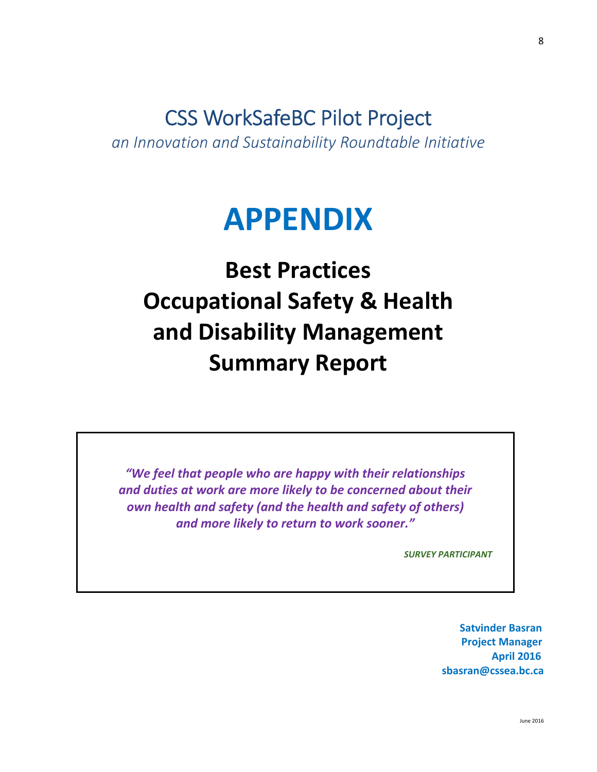# CSS WorkSafeBC Pilot Project

*an Innovation and Sustainability Roundtable Initiative*

# APPENDIX

## Best Practices Occupational Safety & Health and Disability Management Summary Report

> ***"We feel that people who are happy with their relationships and duties at work are more likely to be concerned about their own health and safety (and the health and safety of others) and more likely to return to work sooner."***
>
> ***SURVEY PARTICIPANT***

**Satvinder Basran**
**Project Manager**
**April 2016**
**sbasran@cssea.bc.ca**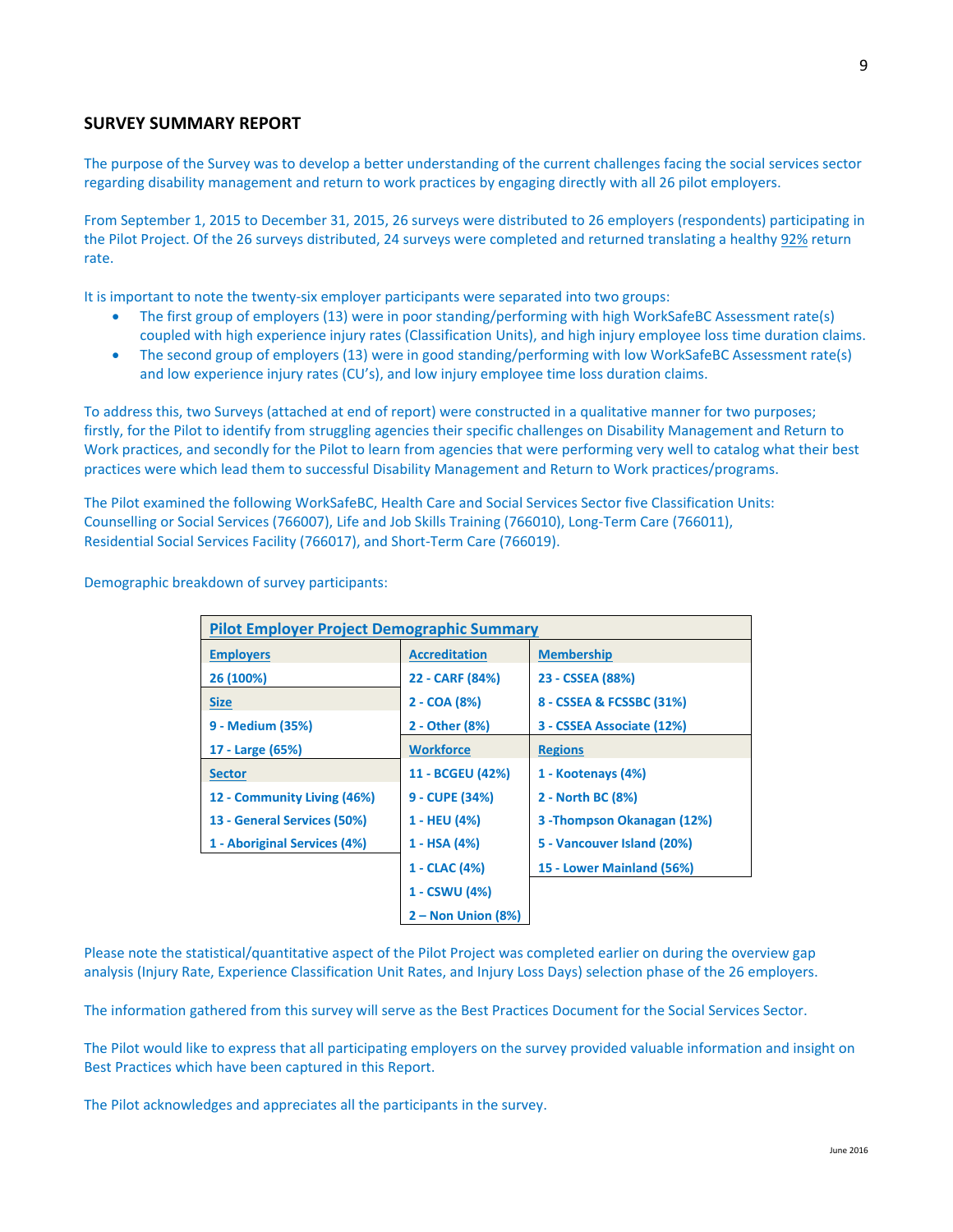## SURVEY SUMMARY REPORT

The purpose of the Survey was to develop a better understanding of the current challenges facing the social services sector regarding disability management and return to work practices by engaging directly with all 26 pilot employers.

From September 1, 2015 to December 31, 2015, 26 surveys were distributed to 26 employers (respondents) participating in the Pilot Project. Of the 26 surveys distributed, 24 surveys were completed and returned translating a healthy 92% return rate.

It is important to note the twenty-six employer participants were separated into two groups:

- The first group of employers (13) were in poor standing/performing with high WorkSafeBC Assessment rate(s) coupled with high experience injury rates (Classification Units), and high injury employee loss time duration claims.
- The second group of employers (13) were in good standing/performing with low WorkSafeBC Assessment rate(s) and low experience injury rates (CU's), and low injury employee time loss duration claims.

To address this, two Surveys (attached at end of report) were constructed in a qualitative manner for two purposes; firstly, for the Pilot to identify from struggling agencies their specific challenges on Disability Management and Return to Work practices, and secondly for the Pilot to learn from agencies that were performing very well to catalog what their best practices were which lead them to successful Disability Management and Return to Work practices/programs.

The Pilot examined the following WorkSafeBC, Health Care and Social Services Sector five Classification Units: Counselling or Social Services (766007), Life and Job Skills Training (766010), Long-Term Care (766011), Residential Social Services Facility (766017), and Short-Term Care (766019).

Demographic breakdown of survey participants:

| Pilot Employer Project Demographic Summary | | |
|---|---|---|
| **Employers** | **Accreditation** | **Membership** |
| **26 (100%)** | **22 - CARF (84%)** | **23 - CSSEA (88%)** |
| **Size** | **2 - COA (8%)** | **8 - CSSEA & FCSSBC (31%)** |
| **9 - Medium (35%)** | **2 - Other (8%)** | **3 - CSSEA Associate (12%)** |
| **17 - Large (65%)** | **Workforce** | **Regions** |
| **Sector** | **11 - BCGEU (42%)** | **1 - Kootenays (4%)** |
| **12 - Community Living (46%)** | **9 - CUPE (34%)** | **2 - North BC (8%)** |
| **13 - General Services (50%)** | **1 - HEU (4%)** | **3 -Thompson Okanagan (12%)** |
| **1 - Aboriginal Services (4%)** | **1 - HSA (4%)** | **5 - Vancouver Island (20%)** |
| | **1 - CLAC (4%)** | **15 - Lower Mainland (56%)** |
| | **1 - CSWU (4%)** | |
| | **2 – Non Union (8%)** | |

Please note the statistical/quantitative aspect of the Pilot Project was completed earlier on during the overview gap analysis (Injury Rate, Experience Classification Unit Rates, and Injury Loss Days) selection phase of the 26 employers.

The information gathered from this survey will serve as the Best Practices Document for the Social Services Sector.

The Pilot would like to express that all participating employers on the survey provided valuable information and insight on Best Practices which have been captured in this Report.

The Pilot acknowledges and appreciates all the participants in the survey.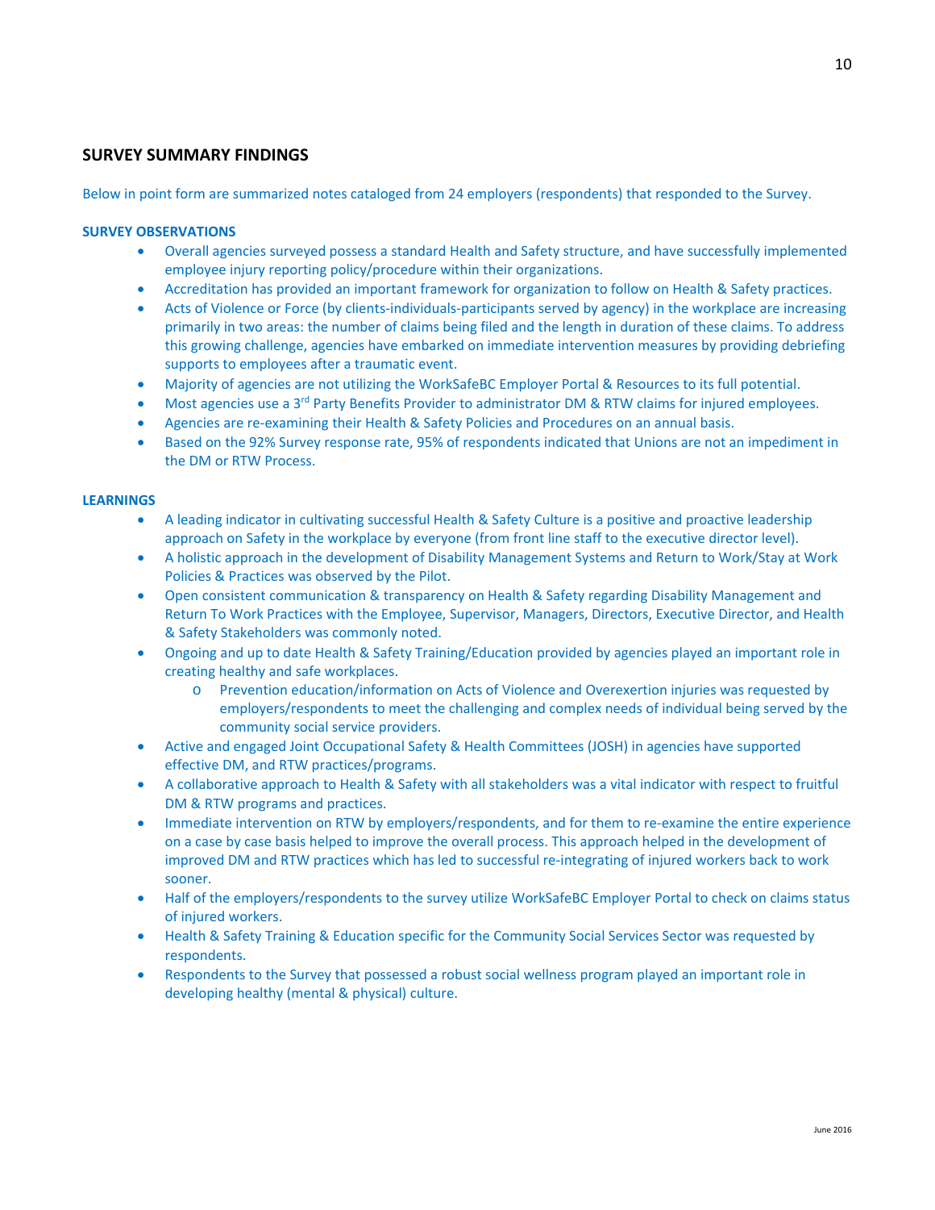## SURVEY SUMMARY FINDINGS

Below in point form are summarized notes cataloged from 24 employers (respondents) that responded to the Survey.

### SURVEY OBSERVATIONS

- Overall agencies surveyed possess a standard Health and Safety structure, and have successfully implemented employee injury reporting policy/procedure within their organizations.
- Accreditation has provided an important framework for organization to follow on Health & Safety practices.
- Acts of Violence or Force (by clients-individuals-participants served by agency) in the workplace are increasing primarily in two areas: the number of claims being filed and the length in duration of these claims. To address this growing challenge, agencies have embarked on immediate intervention measures by providing debriefing supports to employees after a traumatic event.
- Majority of agencies are not utilizing the WorkSafeBC Employer Portal & Resources to its full potential.
- Most agencies use a 3rd Party Benefits Provider to administrator DM & RTW claims for injured employees.
- Agencies are re-examining their Health & Safety Policies and Procedures on an annual basis.
- Based on the 92% Survey response rate, 95% of respondents indicated that Unions are not an impediment in the DM or RTW Process.

### LEARNINGS

- A leading indicator in cultivating successful Health & Safety Culture is a positive and proactive leadership approach on Safety in the workplace by everyone (from front line staff to the executive director level).
- A holistic approach in the development of Disability Management Systems and Return to Work/Stay at Work Policies & Practices was observed by the Pilot.
- Open consistent communication & transparency on Health & Safety regarding Disability Management and Return To Work Practices with the Employee, Supervisor, Managers, Directors, Executive Director, and Health & Safety Stakeholders was commonly noted.
- Ongoing and up to date Health & Safety Training/Education provided by agencies played an important role in creating healthy and safe workplaces.
  - Prevention education/information on Acts of Violence and Overexertion injuries was requested by employers/respondents to meet the challenging and complex needs of individual being served by the community social service providers.
- Active and engaged Joint Occupational Safety & Health Committees (JOSH) in agencies have supported effective DM, and RTW practices/programs.
- A collaborative approach to Health & Safety with all stakeholders was a vital indicator with respect to fruitful DM & RTW programs and practices.
- Immediate intervention on RTW by employers/respondents, and for them to re-examine the entire experience on a case by case basis helped to improve the overall process. This approach helped in the development of improved DM and RTW practices which has led to successful re-integrating of injured workers back to work sooner.
- Half of the employers/respondents to the survey utilize WorkSafeBC Employer Portal to check on claims status of injured workers.
- Health & Safety Training & Education specific for the Community Social Services Sector was requested by respondents.
- Respondents to the Survey that possessed a robust social wellness program played an important role in developing healthy (mental & physical) culture.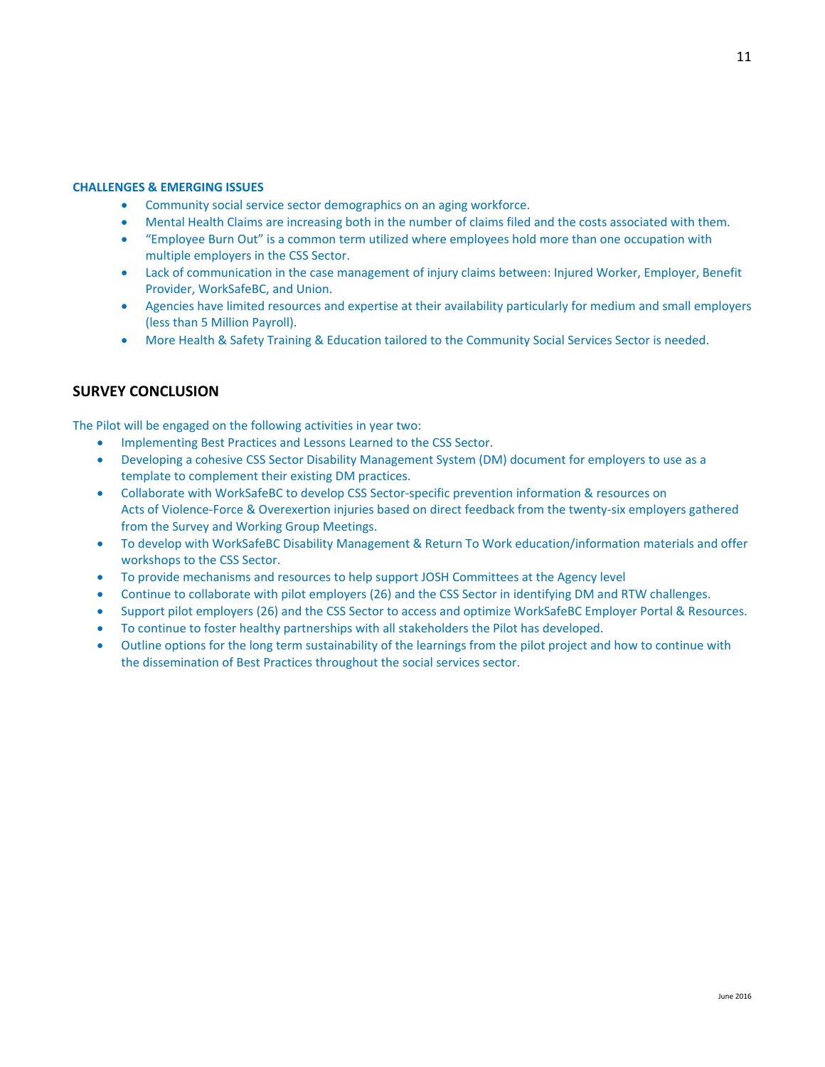### CHALLENGES & EMERGING ISSUES

- Community social service sector demographics on an aging workforce.
- Mental Health Claims are increasing both in the number of claims filed and the costs associated with them.
- "Employee Burn Out" is a common term utilized where employees hold more than one occupation with multiple employers in the CSS Sector.
- Lack of communication in the case management of injury claims between: Injured Worker, Employer, Benefit Provider, WorkSafeBC, and Union.
- Agencies have limited resources and expertise at their availability particularly for medium and small employers (less than 5 Million Payroll).
- More Health & Safety Training & Education tailored to the Community Social Services Sector is needed.

## SURVEY CONCLUSION

The Pilot will be engaged on the following activities in year two:

- Implementing Best Practices and Lessons Learned to the CSS Sector.
- Developing a cohesive CSS Sector Disability Management System (DM) document for employers to use as a template to complement their existing DM practices.
- Collaborate with WorkSafeBC to develop CSS Sector-specific prevention information & resources on Acts of Violence-Force & Overexertion injuries based on direct feedback from the twenty-six employers gathered from the Survey and Working Group Meetings.
- To develop with WorkSafeBC Disability Management & Return To Work education/information materials and offer workshops to the CSS Sector.
- To provide mechanisms and resources to help support JOSH Committees at the Agency level
- Continue to collaborate with pilot employers (26) and the CSS Sector in identifying DM and RTW challenges.
- Support pilot employers (26) and the CSS Sector to access and optimize WorkSafeBC Employer Portal & Resources.
- To continue to foster healthy partnerships with all stakeholders the Pilot has developed.
- Outline options for the long term sustainability of the learnings from the pilot project and how to continue with the dissemination of Best Practices throughout the social services sector.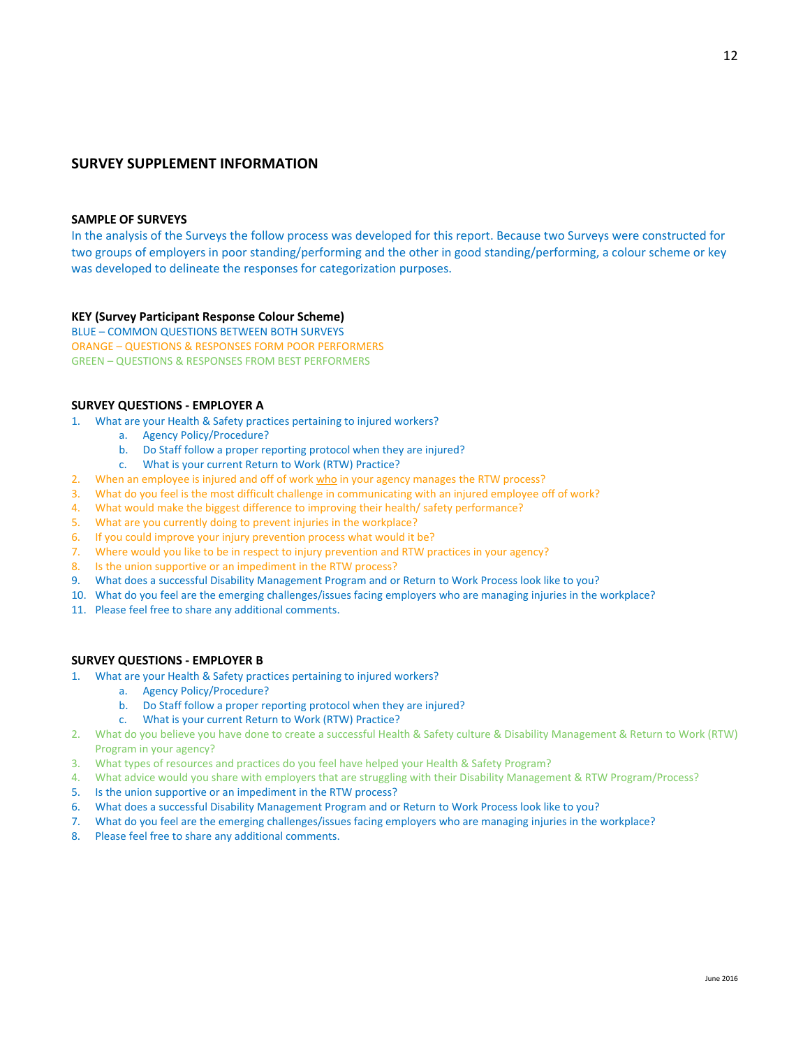## SURVEY SUPPLEMENT INFORMATION

### SAMPLE OF SURVEYS

In the analysis of the Surveys the follow process was developed for this report. Because two Surveys were constructed for two groups of employers in poor standing/performing and the other in good standing/performing, a colour scheme or key was developed to delineate the responses for categorization purposes.

### KEY (Survey Participant Response Colour Scheme)

BLUE – COMMON QUESTIONS BETWEEN BOTH SURVEYS
ORANGE – QUESTIONS & RESPONSES FORM POOR PERFORMERS
GREEN – QUESTIONS & RESPONSES FROM BEST PERFORMERS

### SURVEY QUESTIONS - EMPLOYER A

1. What are your Health & Safety practices pertaining to injured workers?
   a. Agency Policy/Procedure?
   b. Do Staff follow a proper reporting protocol when they are injured?
   c. What is your current Return to Work (RTW) Practice?
2. When an employee is injured and off of work who in your agency manages the RTW process?
3. What do you feel is the most difficult challenge in communicating with an injured employee off of work?
4. What would make the biggest difference to improving their health/ safety performance?
5. What are you currently doing to prevent injuries in the workplace?
6. If you could improve your injury prevention process what would it be?
7. Where would you like to be in respect to injury prevention and RTW practices in your agency?
8. Is the union supportive or an impediment in the RTW process?
9. What does a successful Disability Management Program and or Return to Work Process look like to you?
10. What do you feel are the emerging challenges/issues facing employers who are managing injuries in the workplace?
11. Please feel free to share any additional comments.

### SURVEY QUESTIONS - EMPLOYER B

1. What are your Health & Safety practices pertaining to injured workers?
   a. Agency Policy/Procedure?
   b. Do Staff follow a proper reporting protocol when they are injured?
   c. What is your current Return to Work (RTW) Practice?
2. What do you believe you have done to create a successful Health & Safety culture & Disability Management & Return to Work (RTW) Program in your agency?
3. What types of resources and practices do you feel have helped your Health & Safety Program?
4. What advice would you share with employers that are struggling with their Disability Management & RTW Program/Process?
5. Is the union supportive or an impediment in the RTW process?
6. What does a successful Disability Management Program and or Return to Work Process look like to you?
7. What do you feel are the emerging challenges/issues facing employers who are managing injuries in the workplace?
8. Please feel free to share any additional comments.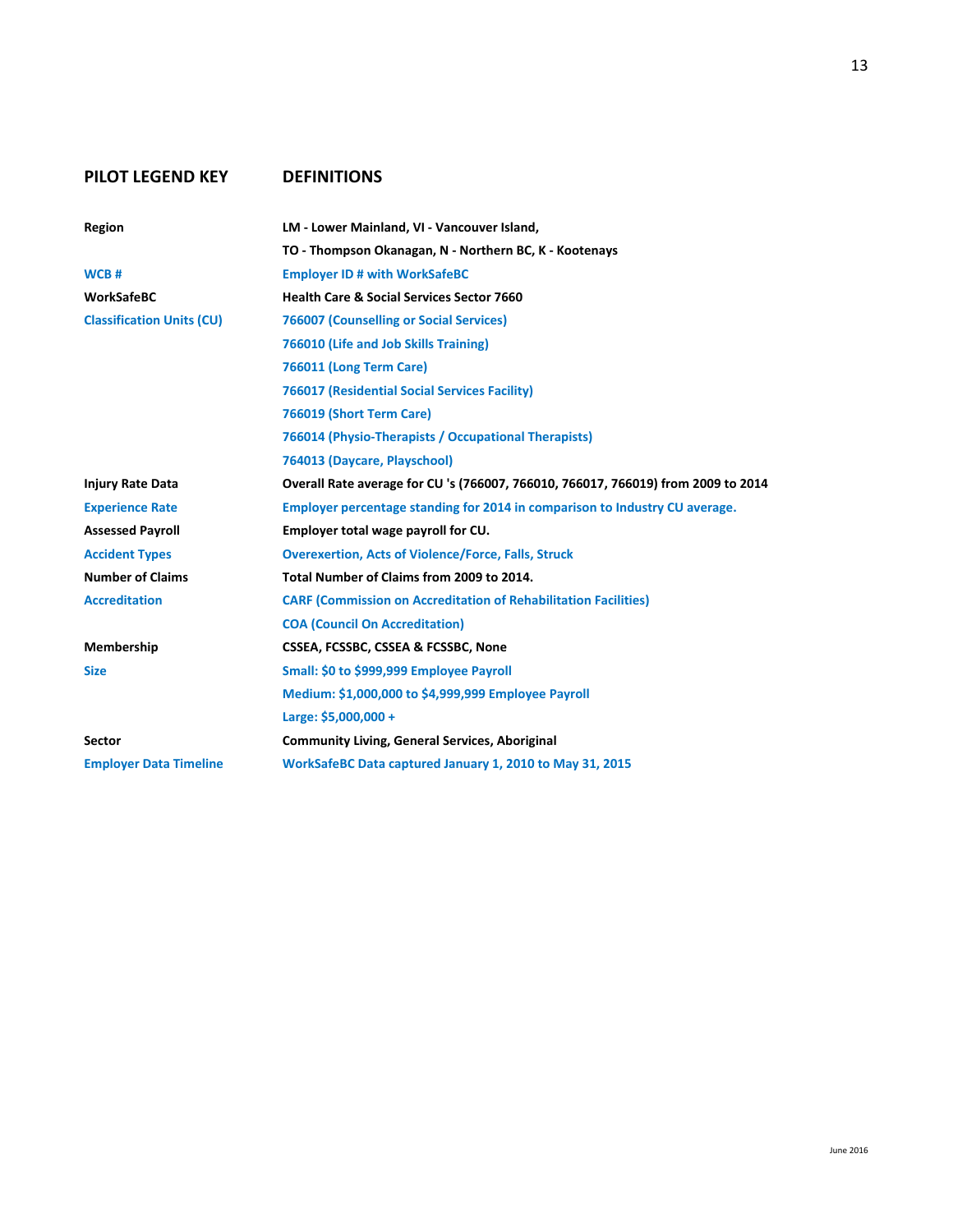| **PILOT LEGEND KEY** | **DEFINITIONS** |
|---|---|
| **Region** | **LM - Lower Mainland, VI - Vancouver Island,** |
| | **TO - Thompson Okanagan, N - Northern BC, K - Kootenays** |
| **WCB #** | **Employer ID # with WorkSafeBC** |
| **WorkSafeBC** | **Health Care & Social Services Sector 7660** |
| **Classification Units (CU)** | **766007 (Counselling or Social Services)** |
| | **766010 (Life and Job Skills Training)** |
| | **766011 (Long Term Care)** |
| | **766017 (Residential Social Services Facility)** |
| | **766019 (Short Term Care)** |
| | **766014 (Physio-Therapists / Occupational Therapists)** |
| | **764013 (Daycare, Playschool)** |
| **Injury Rate Data** | **Overall Rate average for CU 's (766007, 766010, 766017, 766019) from 2009 to 2014** |
| **Experience Rate** | **Employer percentage standing for 2014 in comparison to Industry CU average.** |
| **Assessed Payroll** | **Employer total wage payroll for CU.** |
| **Accident Types** | **Overexertion, Acts of Violence/Force, Falls, Struck** |
| **Number of Claims** | **Total Number of Claims from 2009 to 2014.** |
| **Accreditation** | **CARF (Commission on Accreditation of Rehabilitation Facilities)** |
| | **COA (Council On Accreditation)** |
| **Membership** | **CSSEA, FCSSBC, CSSEA & FCSSBC, None** |
| **Size** | **Small: $0 to $999,999 Employee Payroll** |
| | **Medium: $1,000,000 to $4,999,999 Employee Payroll** |
| | **Large: $5,000,000 +** |
| **Sector** | **Community Living, General Services, Aboriginal** |
| **Employer Data Timeline** | **WorkSafeBC Data captured January 1, 2010 to May 31, 2015** |